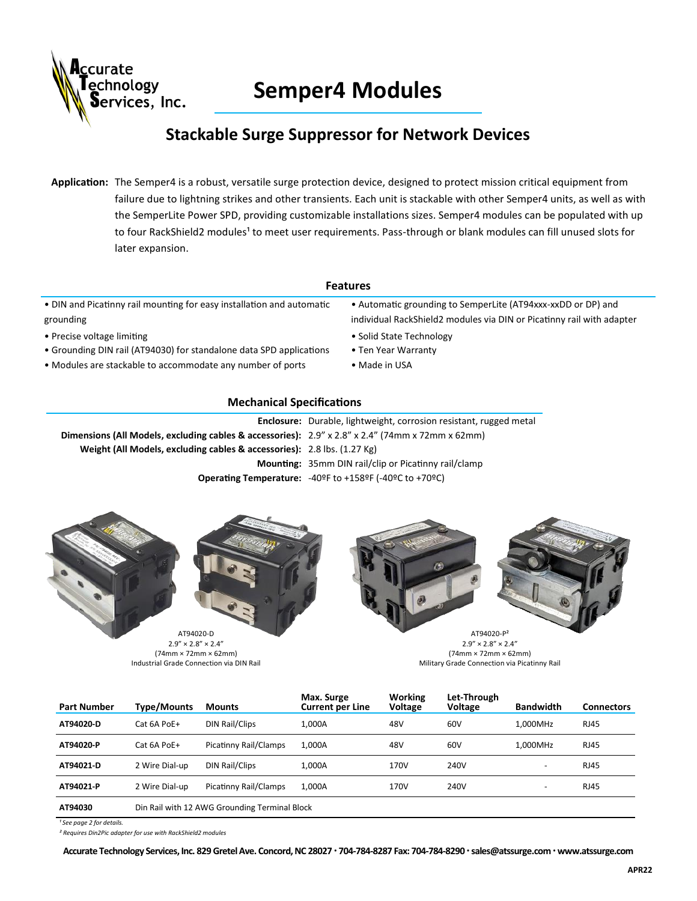Accurate Technology Services, Inc.

# Semper4 Modules

## Stackable Surge Suppressor for Network Devices

**Application:** The Semper4 is a robust, versatile surge protection device, designed to protect mission critical equipment from failure due to lightning strikes and other transients. Each unit is stackable with other Semper4 units, as well as with the SemperLite Power SPD, providing customizable installations sizes. Semper4 modules can be populated with up to four RackShield2 modules[1] to meet user requirements. Pass-through or blank modules can fill unused slots for later expansion.

### Features

- DIN and Picatinny rail mounting for easy installation and automatic grounding
- Precise voltage limiting
- Grounding DIN rail (AT94030) for standalone data SPD applications
- Modules are stackable to accommodate any number of ports
- Automatic grounding to SemperLite (AT94xxx-xxDD or DP) and individual RackShield2 modules via DIN or Picatinny rail with adapter
- Solid State Technology
- Ten Year Warranty
- Made in USA

### Mechanical Specifications

**Enclosure:** Durable, lightweight, corrosion resistant, rugged metal

**Dimensions (All Models, excluding cables & accessories):** 2.9" x 2.8" x 2.4" (74mm x 72mm x 62mm)

**Weight (All Models, excluding cables & accessories):** 2.8 lbs. (1.27 Kg)

**Mounting:** 35mm DIN rail/clip or Picatinny rail/clamp

**Operating Temperature:** -40ºF to +158ºF (-40ºC to +70ºC)

AT94020-D
2.9" × 2.8" × 2.4"
(74mm × 72mm × 62mm)
Industrial Grade Connection via DIN Rail

AT94020-P[2]
2.9" × 2.8" × 2.4"
(74mm × 72mm × 62mm)
Military Grade Connection via Picatinny Rail

| Part Number | Type/Mounts | Mounts | Max. Surge Current per Line | Working Voltage | Let-Through Voltage | Bandwidth | Connectors |
|---|---|---|---|---|---|---|---|
| **AT94020-D** | Cat 6A PoE+ | DIN Rail/Clips | 1,000A | 48V | 60V | 1,000MHz | RJ45 |
| **AT94020-P** | Cat 6A PoE+ | Picatinny Rail/Clamps | 1,000A | 48V | 60V | 1,000MHz | RJ45 |
| **AT94021-D** | 2 Wire Dial-up | DIN Rail/Clips | 1,000A | 170V | 240V | - | RJ45 |
| **AT94021-P** | 2 Wire Dial-up | Picatinny Rail/Clamps | 1,000A | 170V | 240V | - | RJ45 |
| **AT94030** | Din Rail with 12 AWG Grounding Terminal Block | | | | | | |

*[1] See page 2 for details.*

*[2] Requires Din2Pic adapter for use with RackShield2 modules*

**Accurate Technology Services, Inc. 829 Gretel Ave. Concord, NC 28027 · 704-784-8287 Fax: 704-784-8290 · sales@atssurge.com · www.atssurge.com**

**APR22**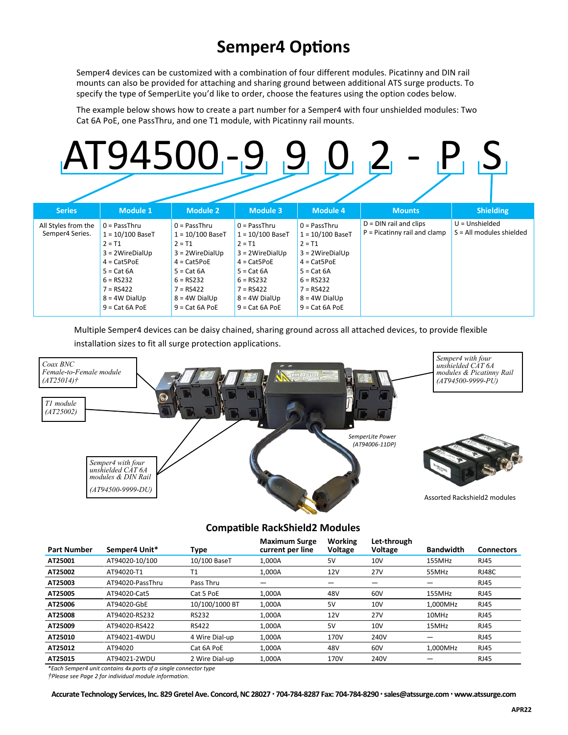# Semper4 Options

Semper4 devices can be customized with a combination of four different modules. Picatinny and DIN rail mounts can also be provided for attaching and sharing ground between additional ATS surge products. To specify the type of SemperLite you'd like to order, choose the features using the option codes below.

The example below shows how to create a part number for a Semper4 with four unshielded modules: Two Cat 6A PoE, one PassThru, and one T1 module, with Picatinny rail mounts.

**AT94500-9 9 0 2 - P S**

| Series | Module 1 | Module 2 | Module 3 | Module 4 | Mounts | Shielding |
|---|---|---|---|---|---|---|
| All Styles from the Semper4 Series. | 0 = PassThru<br>1 = 10/100 BaseT<br>2 = T1<br>3 = 2WireDialUp<br>4 = Cat5PoE<br>5 = Cat 6A<br>6 = RS232<br>7 = RS422<br>8 = 4W DialUp<br>9 = Cat 6A PoE | 0 = PassThru<br>1 = 10/100 BaseT<br>2 = T1<br>3 = 2WireDialUp<br>4 = Cat5PoE<br>5 = Cat 6A<br>6 = RS232<br>7 = RS422<br>8 = 4W DialUp<br>9 = Cat 6A PoE | 0 = PassThru<br>1 = 10/100 BaseT<br>2 = T1<br>3 = 2WireDialUp<br>4 = Cat5PoE<br>5 = Cat 6A<br>6 = RS232<br>7 = RS422<br>8 = 4W DialUp<br>9 = Cat 6A PoE | 0 = PassThru<br>1 = 10/100 BaseT<br>2 = T1<br>3 = 2WireDialUp<br>4 = Cat5PoE<br>5 = Cat 6A<br>6 = RS232<br>7 = RS422<br>8 = 4W DialUp<br>9 = Cat 6A PoE | D = DIN rail and clips<br>P = Picatinny rail and clamp | U = Unshielded<br>S = All modules shielded |

Multiple Semper4 devices can be daisy chained, sharing ground across all attached devices, to provide flexible installation sizes to fit all surge protection applications.

*Coax BNC Female-to-Female module (AT25014)†*

*T1 module (AT25002)*

*Semper4 with four unshielded CAT 6A modules & DIN Rail (AT94500-9999-DU)*

*Semper4 with four unshielded CAT 6A modules & Picatinny Rail (AT94500-9999-PU)*

*SemperLite Power (AT94006-11DP)*

Assorted Rackshield2 modules

## Compatible RackShield2 Modules

| Part Number | Semper4 Unit* | Type | Maximum Surge current per line | Working Voltage | Let-through Voltage | Bandwidth | Connectors |
|---|---|---|---|---|---|---|---|
| **AT25001** | AT94020-10/100 | 10/100 BaseT | 1,000A | 5V | 10V | 155MHz | RJ45 |
| **AT25002** | AT94020-T1 | T1 | 1,000A | 12V | 27V | 55MHz | RJ48C |
| **AT25003** | AT94020-PassThru | Pass Thru | — | — | — | — | RJ45 |
| **AT25005** | AT94020-Cat5 | Cat 5 PoE | 1,000A | 48V | 60V | 155MHz | RJ45 |
| **AT25006** | AT94020-GbE | 10/100/1000 BT | 1,000A | 5V | 10V | 1,000MHz | RJ45 |
| **AT25008** | AT94020-RS232 | RS232 | 1,000A | 12V | 27V | 10MHz | RJ45 |
| **AT25009** | AT94020-RS422 | RS422 | 1,000A | 5V | 10V | 15MHz | RJ45 |
| **AT25010** | AT94021-4WDU | 4 Wire Dial-up | 1,000A | 170V | 240V | — | RJ45 |
| **AT25012** | AT94020 | Cat 6A PoE | 1,000A | 48V | 60V | 1,000MHz | RJ45 |
| **AT25015** | AT94021-2WDU | 2 Wire Dial-up | 1,000A | 170V | 240V | — | RJ45 |

*\*Each Semper4 unit contains 4x ports of a single connector type*

*†Please see Page 2 for individual module information.*

**Accurate Technology Services, Inc. 829 Gretel Ave. Concord, NC 28027 · 704-784-8287 Fax: 704-784-8290 · sales@atssurge.com · www.atssurge.com**

APR22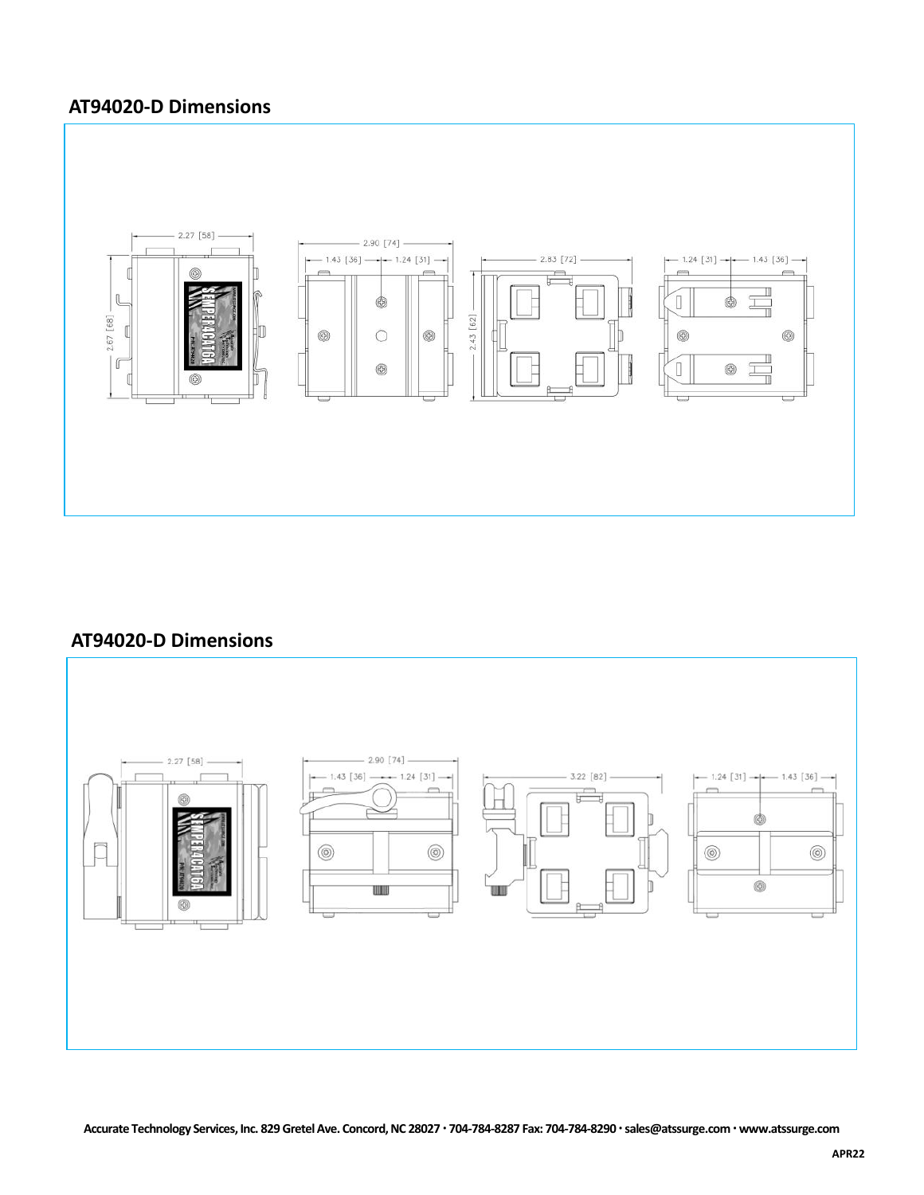## AT94020-D Dimensions

2.27 [58]

2.67 [68]

2.90 [74]

1.43 [36]

1.24 [31]

2.83 [72]

2.43 [62]

1.24 [31]

1.43 [36]

## AT94020-D Dimensions

2.27 [58]

2.90 [74]

1.43 [36]

1.24 [31]

3.22 [82]

1.24 [31]

1.43 [36]

**Accurate Technology Services, Inc. 829 Gretel Ave. Concord, NC 28027 · 704-784-8287 Fax: 704-784-8290 · sales@atssurge.com · www.atssurge.com**

**APR22**